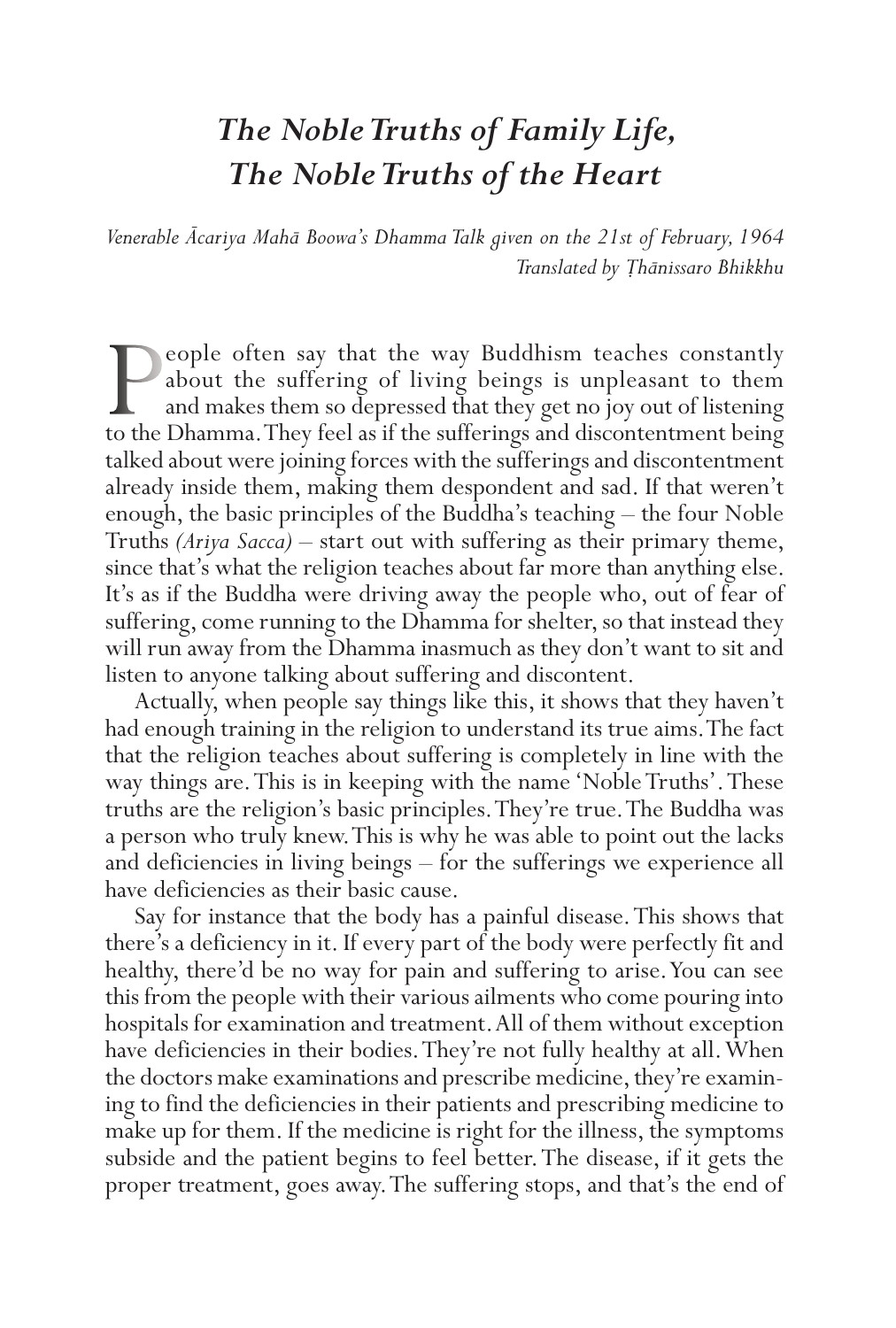# *The Noble Truths of Family Life, The Noble Truths of the Heart*

*Venerable Ācariya Mahā Boowa's Dhamma Talk given on the 21st of February, 1964*
*Translated by Ṭhānissaro Bhikkhu*

People often say that the way Buddhism teaches constantly about the suffering of living beings is unpleasant to them and makes them so depressed that they get no joy out of listening to the Dhamma. They feel as if the sufferings and discontentment being talked about were joining forces with the sufferings and discontentment already inside them, making them despondent and sad. If that weren't enough, the basic principles of the Buddha's teaching – the four Noble Truths *(Ariya Sacca)* – start out with suffering as their primary theme, since that's what the religion teaches about far more than anything else. It's as if the Buddha were driving away the people who, out of fear of suffering, come running to the Dhamma for shelter, so that instead they will run away from the Dhamma inasmuch as they don't want to sit and listen to anyone talking about suffering and discontent.

Actually, when people say things like this, it shows that they haven't had enough training in the religion to understand its true aims. The fact that the religion teaches about suffering is completely in line with the way things are. This is in keeping with the name 'Noble Truths'. These truths are the religion's basic principles. They're true. The Buddha was a person who truly knew. This is why he was able to point out the lacks and deficiencies in living beings – for the sufferings we experience all have deficiencies as their basic cause.

Say for instance that the body has a painful disease. This shows that there's a deficiency in it. If every part of the body were perfectly fit and healthy, there'd be no way for pain and suffering to arise. You can see this from the people with their various ailments who come pouring into hospitals for examination and treatment. All of them without exception have deficiencies in their bodies. They're not fully healthy at all. When the doctors make examinations and prescribe medicine, they're examining to find the deficiencies in their patients and prescribing medicine to make up for them. If the medicine is right for the illness, the symptoms subside and the patient begins to feel better. The disease, if it gets the proper treatment, goes away. The suffering stops, and that's the end of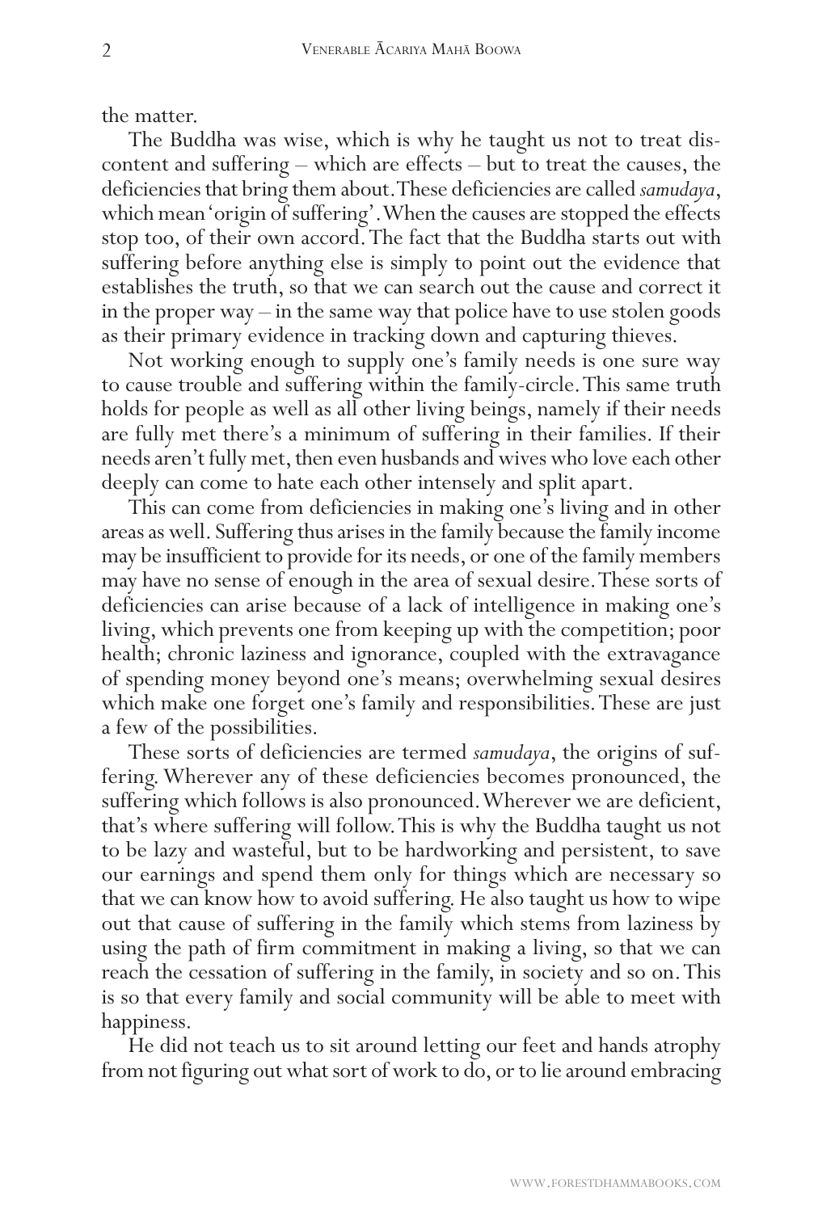the matter.

The Buddha was wise, which is why he taught us not to treat discontent and suffering – which are effects – but to treat the causes, the deficiencies that bring them about. These deficiencies are called *samudaya*, which mean 'origin of suffering'. When the causes are stopped the effects stop too, of their own accord. The fact that the Buddha starts out with suffering before anything else is simply to point out the evidence that establishes the truth, so that we can search out the cause and correct it in the proper way – in the same way that police have to use stolen goods as their primary evidence in tracking down and capturing thieves.

Not working enough to supply one's family needs is one sure way to cause trouble and suffering within the family-circle. This same truth holds for people as well as all other living beings, namely if their needs are fully met there's a minimum of suffering in their families. If their needs aren't fully met, then even husbands and wives who love each other deeply can come to hate each other intensely and split apart.

This can come from deficiencies in making one's living and in other areas as well. Suffering thus arises in the family because the family income may be insufficient to provide for its needs, or one of the family members may have no sense of enough in the area of sexual desire. These sorts of deficiencies can arise because of a lack of intelligence in making one's living, which prevents one from keeping up with the competition; poor health; chronic laziness and ignorance, coupled with the extravagance of spending money beyond one's means; overwhelming sexual desires which make one forget one's family and responsibilities. These are just a few of the possibilities.

These sorts of deficiencies are termed *samudaya*, the origins of suffering. Wherever any of these deficiencies becomes pronounced, the suffering which follows is also pronounced. Wherever we are deficient, that's where suffering will follow. This is why the Buddha taught us not to be lazy and wasteful, but to be hardworking and persistent, to save our earnings and spend them only for things which are necessary so that we can know how to avoid suffering. He also taught us how to wipe out that cause of suffering in the family which stems from laziness by using the path of firm commitment in making a living, so that we can reach the cessation of suffering in the family, in society and so on. This is so that every family and social community will be able to meet with happiness.

He did not teach us to sit around letting our feet and hands atrophy from not figuring out what sort of work to do, or to lie around embracing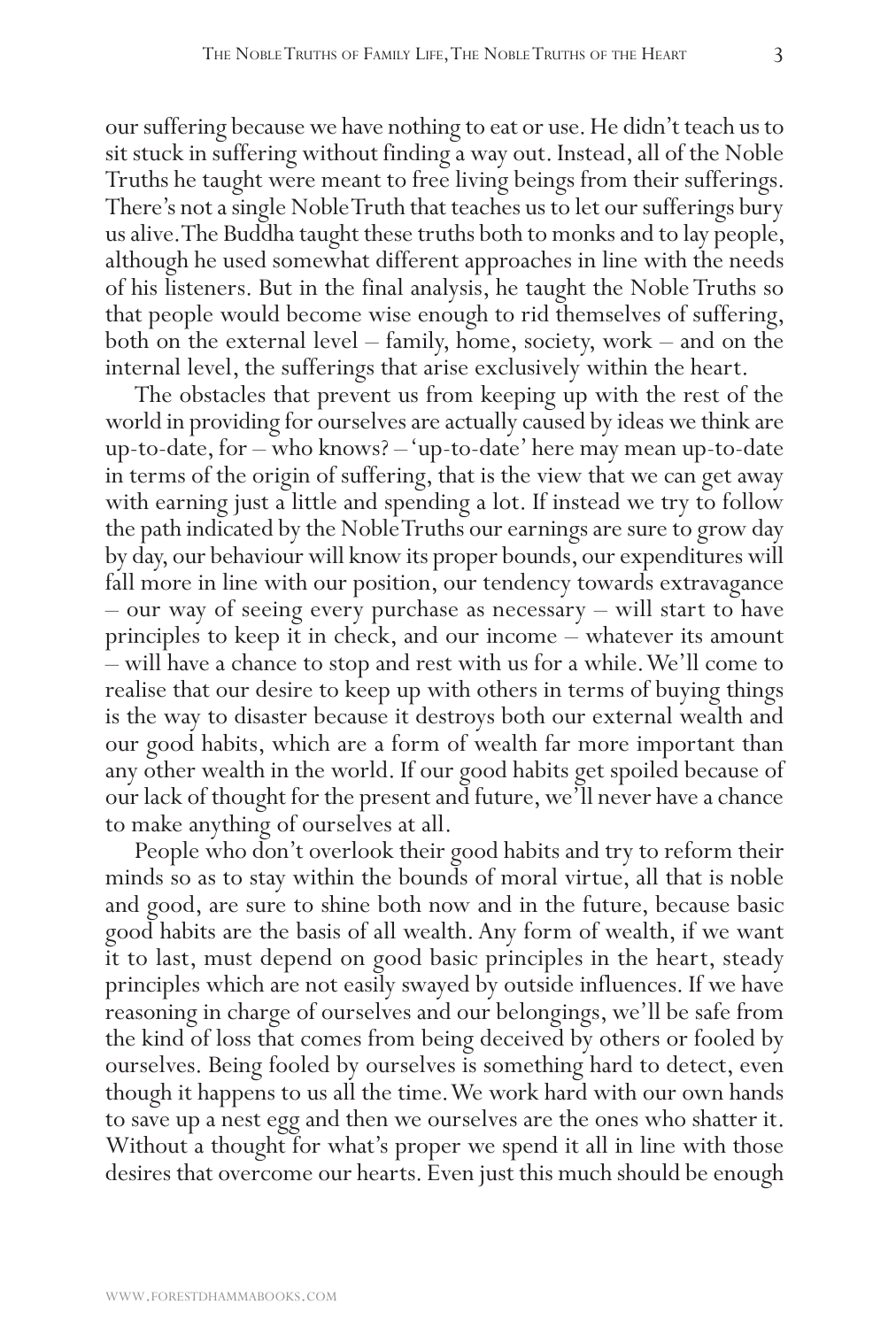our suffering because we have nothing to eat or use. He didn't teach us to sit stuck in suffering without finding a way out. Instead, all of the Noble Truths he taught were meant to free living beings from their sufferings. There's not a single Noble Truth that teaches us to let our sufferings bury us alive. The Buddha taught these truths both to monks and to lay people, although he used somewhat different approaches in line with the needs of his listeners. But in the final analysis, he taught the Noble Truths so that people would become wise enough to rid themselves of suffering, both on the external level – family, home, society, work – and on the internal level, the sufferings that arise exclusively within the heart.

The obstacles that prevent us from keeping up with the rest of the world in providing for ourselves are actually caused by ideas we think are up-to-date, for – who knows? – 'up-to-date' here may mean up-to-date in terms of the origin of suffering, that is the view that we can get away with earning just a little and spending a lot. If instead we try to follow the path indicated by the Noble Truths our earnings are sure to grow day by day, our behaviour will know its proper bounds, our expenditures will fall more in line with our position, our tendency towards extravagance – our way of seeing every purchase as necessary – will start to have principles to keep it in check, and our income – whatever its amount – will have a chance to stop and rest with us for a while. We'll come to realise that our desire to keep up with others in terms of buying things is the way to disaster because it destroys both our external wealth and our good habits, which are a form of wealth far more important than any other wealth in the world. If our good habits get spoiled because of our lack of thought for the present and future, we'll never have a chance to make anything of ourselves at all.

People who don't overlook their good habits and try to reform their minds so as to stay within the bounds of moral virtue, all that is noble and good, are sure to shine both now and in the future, because basic good habits are the basis of all wealth. Any form of wealth, if we want it to last, must depend on good basic principles in the heart, steady principles which are not easily swayed by outside influences. If we have reasoning in charge of ourselves and our belongings, we'll be safe from the kind of loss that comes from being deceived by others or fooled by ourselves. Being fooled by ourselves is something hard to detect, even though it happens to us all the time. We work hard with our own hands to save up a nest egg and then we ourselves are the ones who shatter it. Without a thought for what's proper we spend it all in line with those desires that overcome our hearts. Even just this much should be enough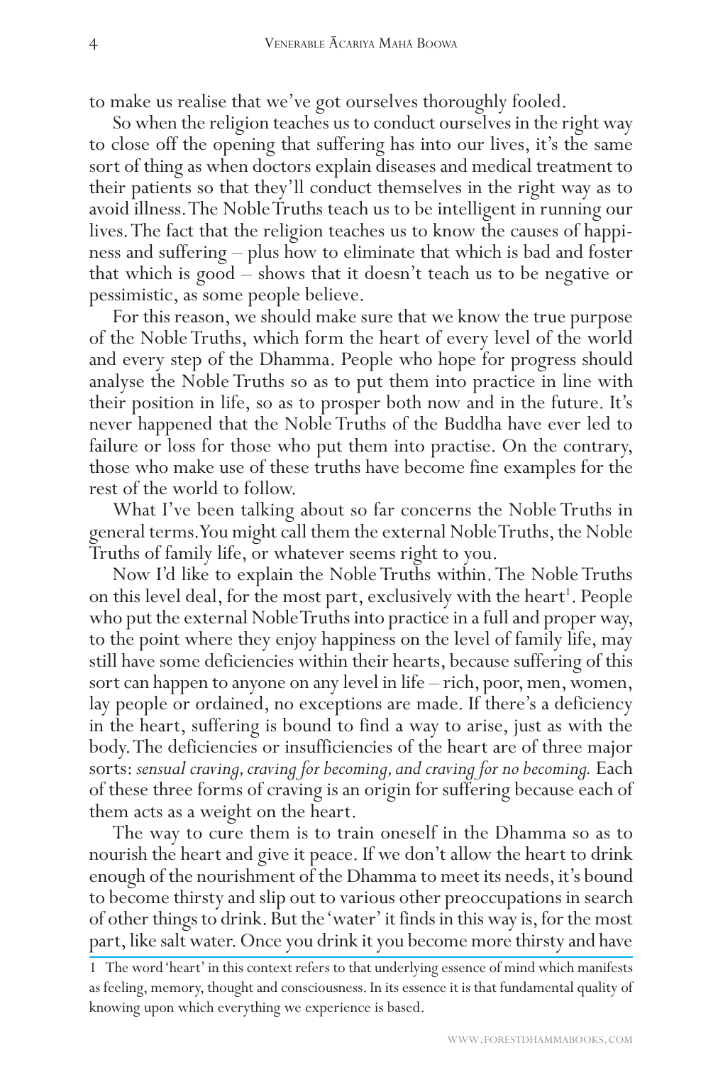to make us realise that we've got ourselves thoroughly fooled.

So when the religion teaches us to conduct ourselves in the right way to close off the opening that suffering has into our lives, it's the same sort of thing as when doctors explain diseases and medical treatment to their patients so that they'll conduct themselves in the right way as to avoid illness. The Noble Truths teach us to be intelligent in running our lives. The fact that the religion teaches us to know the causes of happiness and suffering – plus how to eliminate that which is bad and foster that which is good – shows that it doesn't teach us to be negative or pessimistic, as some people believe.

For this reason, we should make sure that we know the true purpose of the Noble Truths, which form the heart of every level of the world and every step of the Dhamma. People who hope for progress should analyse the Noble Truths so as to put them into practice in line with their position in life, so as to prosper both now and in the future. It's never happened that the Noble Truths of the Buddha have ever led to failure or loss for those who put them into practise. On the contrary, those who make use of these truths have become fine examples for the rest of the world to follow.

What I've been talking about so far concerns the Noble Truths in general terms. You might call them the external Noble Truths, the Noble Truths of family life, or whatever seems right to you.

Now I'd like to explain the Noble Truths within. The Noble Truths on this level deal, for the most part, exclusively with the heart[1]. People who put the external Noble Truths into practice in a full and proper way, to the point where they enjoy happiness on the level of family life, may still have some deficiencies within their hearts, because suffering of this sort can happen to anyone on any level in life – rich, poor, men, women, lay people or ordained, no exceptions are made. If there's a deficiency in the heart, suffering is bound to find a way to arise, just as with the body. The deficiencies or insufficiencies of the heart are of three major sorts: *sensual craving, craving for becoming, and craving for no becoming.* Each of these three forms of craving is an origin for suffering because each of them acts as a weight on the heart.

The way to cure them is to train oneself in the Dhamma so as to nourish the heart and give it peace. If we don't allow the heart to drink enough of the nourishment of the Dhamma to meet its needs, it's bound to become thirsty and slip out to various other preoccupations in search of other things to drink. But the 'water' it finds in this way is, for the most part, like salt water. Once you drink it you become more thirsty and have

1 The word 'heart' in this context refers to that underlying essence of mind which manifests as feeling, memory, thought and consciousness. In its essence it is that fundamental quality of knowing upon which everything we experience is based.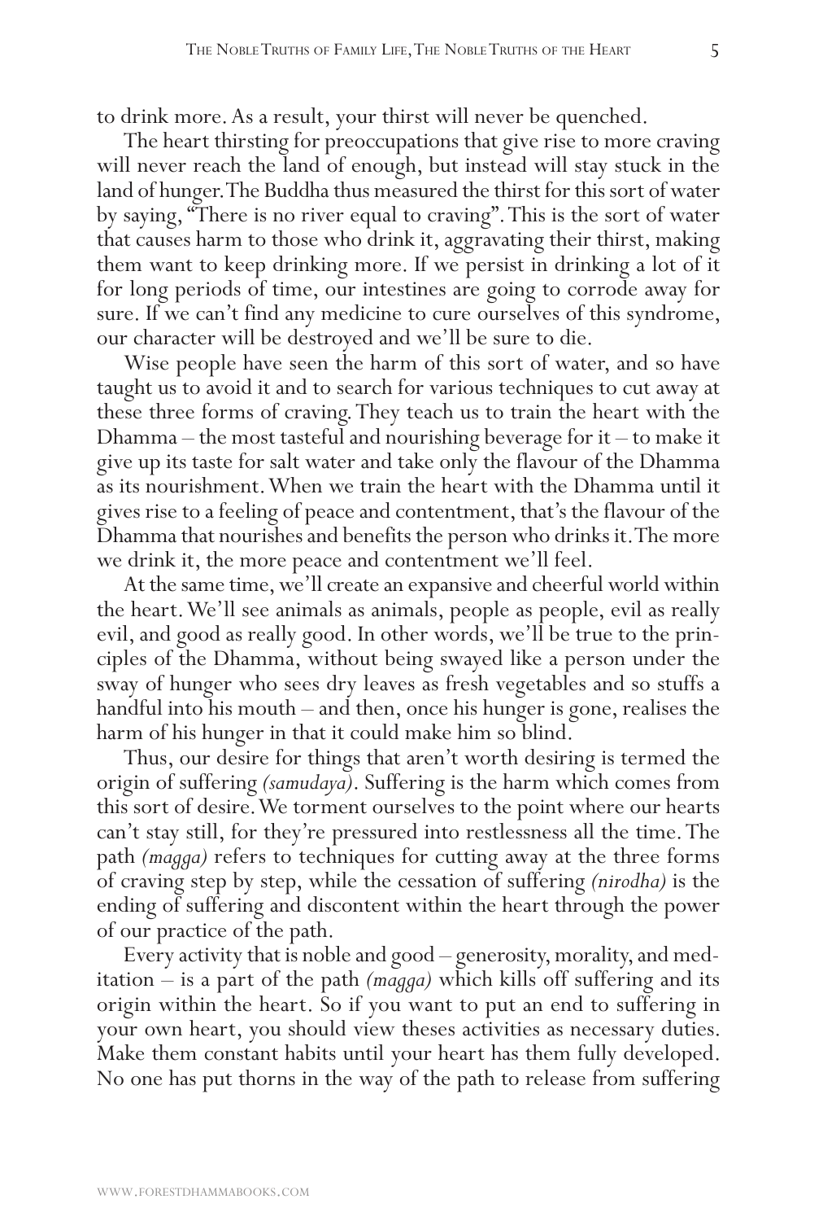to drink more. As a result, your thirst will never be quenched.

The heart thirsting for preoccupations that give rise to more craving will never reach the land of enough, but instead will stay stuck in the land of hunger. The Buddha thus measured the thirst for this sort of water by saying, "There is no river equal to craving". This is the sort of water that causes harm to those who drink it, aggravating their thirst, making them want to keep drinking more. If we persist in drinking a lot of it for long periods of time, our intestines are going to corrode away for sure. If we can't find any medicine to cure ourselves of this syndrome, our character will be destroyed and we'll be sure to die.

Wise people have seen the harm of this sort of water, and so have taught us to avoid it and to search for various techniques to cut away at these three forms of craving. They teach us to train the heart with the Dhamma – the most tasteful and nourishing beverage for it – to make it give up its taste for salt water and take only the flavour of the Dhamma as its nourishment. When we train the heart with the Dhamma until it gives rise to a feeling of peace and contentment, that's the flavour of the Dhamma that nourishes and benefits the person who drinks it. The more we drink it, the more peace and contentment we'll feel.

At the same time, we'll create an expansive and cheerful world within the heart. We'll see animals as animals, people as people, evil as really evil, and good as really good. In other words, we'll be true to the principles of the Dhamma, without being swayed like a person under the sway of hunger who sees dry leaves as fresh vegetables and so stuffs a handful into his mouth – and then, once his hunger is gone, realises the harm of his hunger in that it could make him so blind.

Thus, our desire for things that aren't worth desiring is termed the origin of suffering *(samudaya)*. Suffering is the harm which comes from this sort of desire. We torment ourselves to the point where our hearts can't stay still, for they're pressured into restlessness all the time. The path *(magga)* refers to techniques for cutting away at the three forms of craving step by step, while the cessation of suffering *(nirodha)* is the ending of suffering and discontent within the heart through the power of our practice of the path.

Every activity that is noble and good – generosity, morality, and meditation – is a part of the path *(magga)* which kills off suffering and its origin within the heart. So if you want to put an end to suffering in your own heart, you should view theses activities as necessary duties. Make them constant habits until your heart has them fully developed. No one has put thorns in the way of the path to release from suffering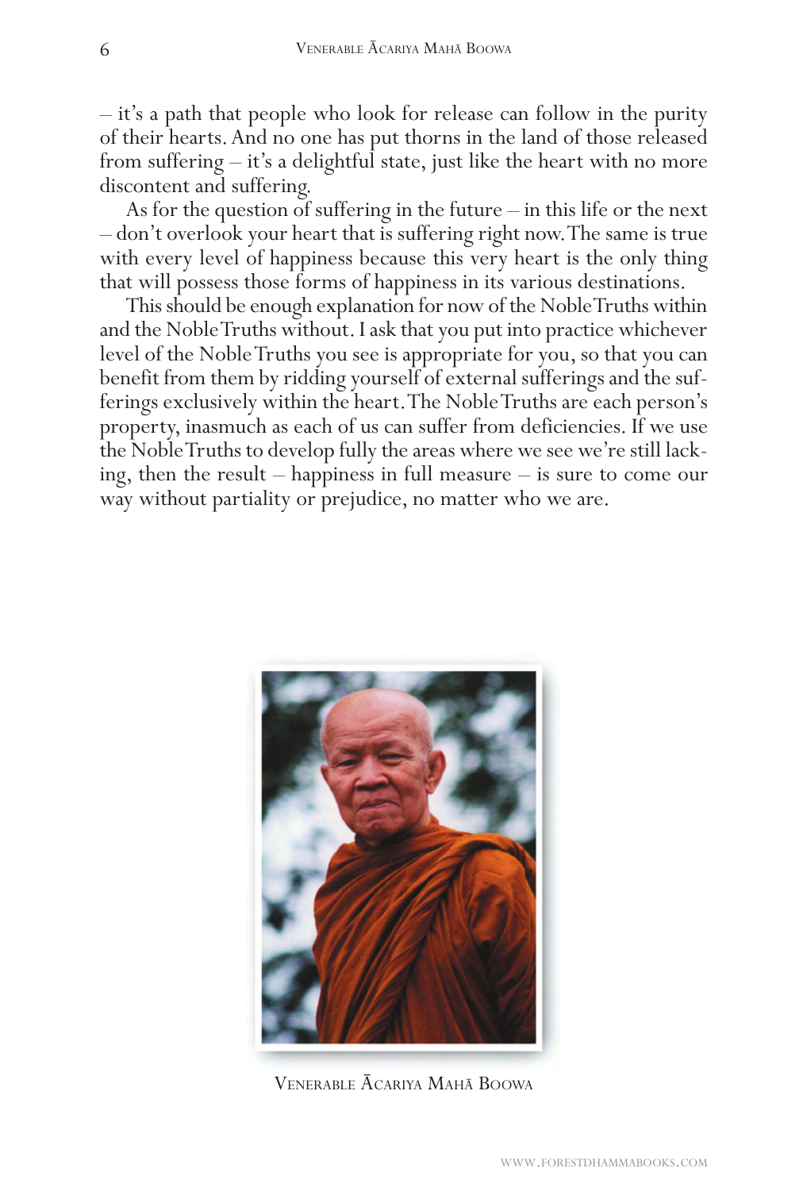– it's a path that people who look for release can follow in the purity of their hearts. And no one has put thorns in the land of those released from suffering – it's a delightful state, just like the heart with no more discontent and suffering.

As for the question of suffering in the future – in this life or the next – don't overlook your heart that is suffering right now. The same is true with every level of happiness because this very heart is the only thing that will possess those forms of happiness in its various destinations.

This should be enough explanation for now of the Noble Truths within and the Noble Truths without. I ask that you put into practice whichever level of the Noble Truths you see is appropriate for you, so that you can benefit from them by ridding yourself of external sufferings and the sufferings exclusively within the heart. The Noble Truths are each person's property, inasmuch as each of us can suffer from deficiencies. If we use the Noble Truths to develop fully the areas where we see we're still lacking, then the result – happiness in full measure – is sure to come our way without partiality or prejudice, no matter who we are.

Venerable Ācariya Mahā Boowa